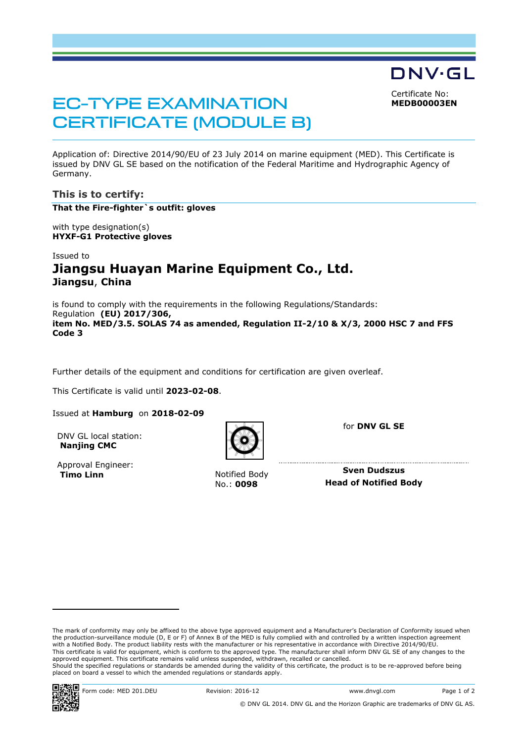DNV·GL

# EC-TYPE EXAMINATION CERTIFICATE (MODULE B)

Certificate No:
**MEDB00003EN**

Application of: Directive 2014/90/EU of 23 July 2014 on marine equipment (MED). This Certificate is issued by DNV GL SE based on the notification of the Federal Maritime and Hydrographic Agency of Germany.

## This is to certify:

**That the Fire-fighter`s outfit: gloves**

with type designation(s)
**HYXF-G1 Protective gloves**

Issued to

## Jiangsu Huayan Marine Equipment Co., Ltd.

**Jiangsu**, **China**

is found to comply with the requirements in the following Regulations/Standards:
Regulation **(EU) 2017/306,**
**item No. MED/3.5. SOLAS 74 as amended, Regulation II-2/10 & X/3, 2000 HSC 7 and FFS Code 3**

Further details of the equipment and conditions for certification are given overleaf.

This Certificate is valid until **2023-02-08**.

Issued at **Hamburg** on **2018-02-09**

DNV GL local station:
**Nanjing CMC**

Approval Engineer:
**Timo Linn**

Notified Body
No.: **0098**

for **DNV GL SE**

**Sven Dudszus**
**Head of Notified Body**

The mark of conformity may only be affixed to the above type approved equipment and a Manufacturer's Declaration of Conformity issued when the production-surveillance module (D, E or F) of Annex B of the MED is fully complied with and controlled by a written inspection agreement with a Notified Body. The product liability rests with the manufacturer or his representative in accordance with Directive 2014/90/EU.
This certificate is valid for equipment, which is conform to the approved type. The manufacturer shall inform DNV GL SE of any changes to the approved equipment. This certificate remains valid unless suspended, withdrawn, recalled or cancelled.
Should the specified regulations or standards be amended during the validity of this certificate, the product is to be re-approved before being placed on board a vessel to which the amended regulations or standards apply.

Form code: MED 201.DEU | Revision: 2016-12 | www.dnvgl.com

© DNV GL 2014. DNV GL and the Horizon Graphic are trademarks of DNV GL AS.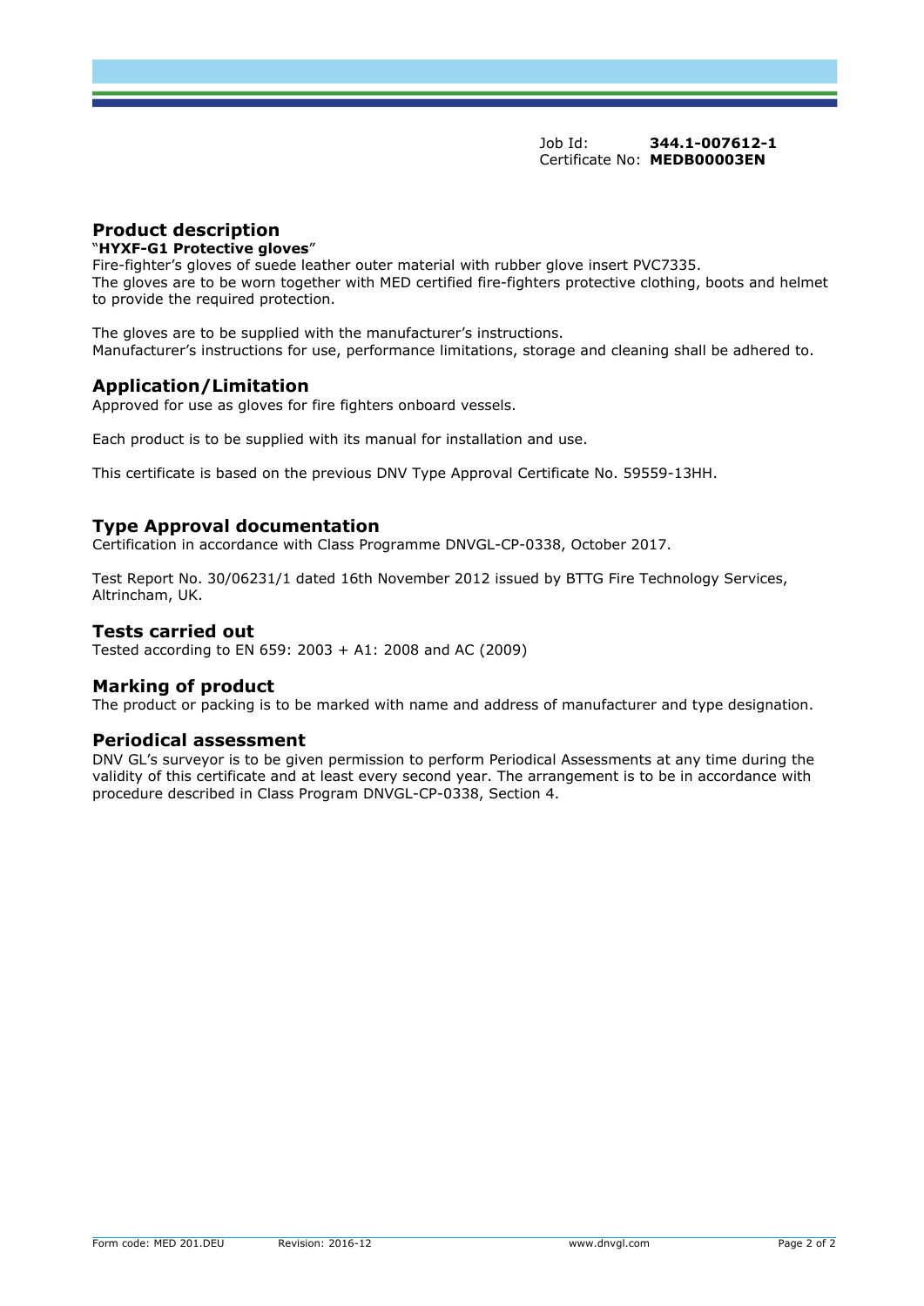Job Id: **344.1-007612-1**
Certificate No: **MEDB00003EN**

## Product description

"**HYXF-G1 Protective gloves**"
Fire-fighter's gloves of suede leather outer material with rubber glove insert PVC7335.
The gloves are to be worn together with MED certified fire-fighters protective clothing, boots and helmet to provide the required protection.

The gloves are to be supplied with the manufacturer's instructions.
Manufacturer's instructions for use, performance limitations, storage and cleaning shall be adhered to.

## Application/Limitation

Approved for use as gloves for fire fighters onboard vessels.

Each product is to be supplied with its manual for installation and use.

This certificate is based on the previous DNV Type Approval Certificate No. 59559-13HH.

## Type Approval documentation

Certification in accordance with Class Programme DNVGL-CP-0338, October 2017.

Test Report No. 30/06231/1 dated 16th November 2012 issued by BTTG Fire Technology Services, Altrincham, UK.

## Tests carried out

Tested according to EN 659: 2003 + A1: 2008 and AC (2009)

## Marking of product

The product or packing is to be marked with name and address of manufacturer and type designation.

## Periodical assessment

DNV GL's surveyor is to be given permission to perform Periodical Assessments at any time during the validity of this certificate and at least every second year. The arrangement is to be in accordance with procedure described in Class Program DNVGL-CP-0338, Section 4.

Form code: MED 201.DEU Revision: 2016-12 www.dnvgl.com